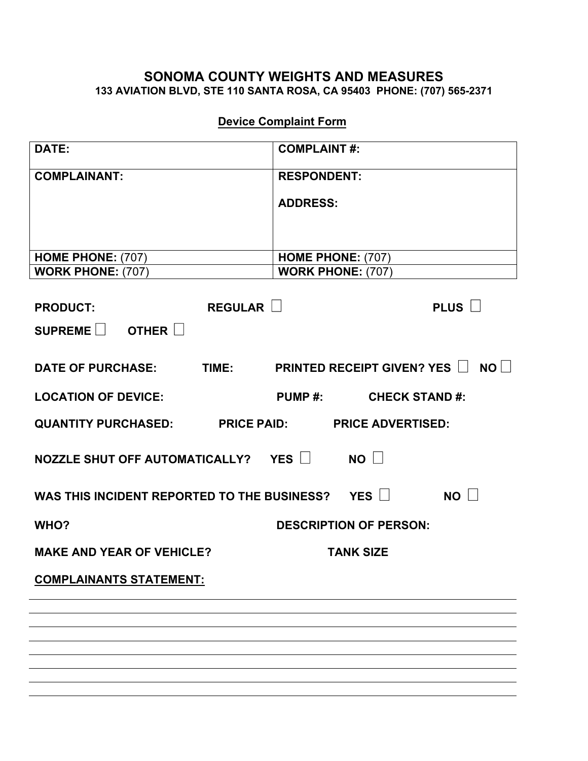# SONOMA COUNTY WEIGHTS AND MEASURES

**133 AVIATION BLVD, STE 110 SANTA ROSA, CA 95403 PHONE: (707) 565-2371**

## Device Complaint Form

| **DATE:** | **COMPLAINT #:** |
|---|---|
| **COMPLAINANT:** | **RESPONDENT:**<br><br>**ADDRESS:** |
| **HOME PHONE:** (707) | **HOME PHONE:** (707) |
| **WORK PHONE:** (707) | **WORK PHONE:** (707) |

**PRODUCT:** **REGULAR** ☐ **PLUS** ☐

**SUPREME** ☐ **OTHER** ☐

**DATE OF PURCHASE:** **TIME:** **PRINTED RECEIPT GIVEN? YES** ☐ **NO** ☐

**LOCATION OF DEVICE:** **PUMP #:** **CHECK STAND #:**

**QUANTITY PURCHASED:** **PRICE PAID:** **PRICE ADVERTISED:**

**NOZZLE SHUT OFF AUTOMATICALLY?** **YES** ☐ **NO** ☐

**WAS THIS INCIDENT REPORTED TO THE BUSINESS?** **YES** ☐ **NO** ☐

**WHO?** **DESCRIPTION OF PERSON:**

**MAKE AND YEAR OF VEHICLE?** **TANK SIZE**

**COMPLAINANTS STATEMENT:**

_______________________________________________

_______________________________________________

_______________________________________________

_______________________________________________

_______________________________________________

_______________________________________________

_______________________________________________

_______________________________________________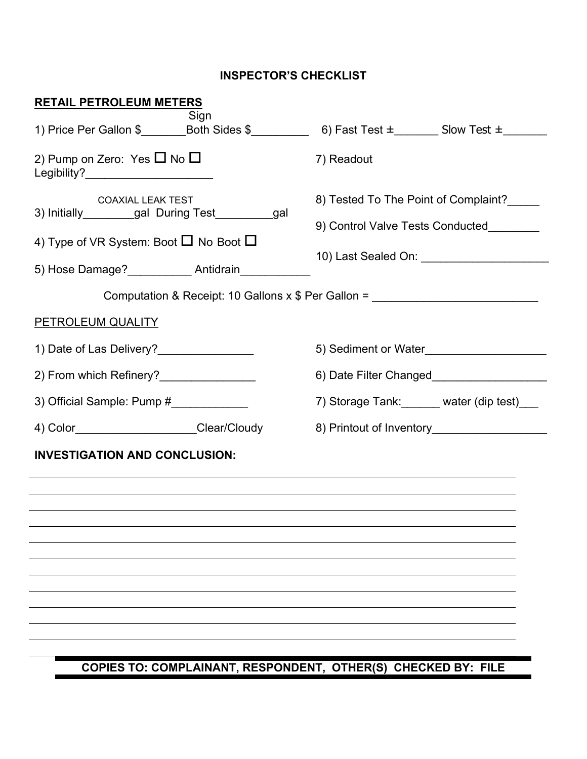**INSPECTOR'S CHECKLIST**

**RETAIL PETROLEUM METERS**

1) Price Per Gallon $_______ Sign Both Sides $_________

2) Pump on Zero: Yes ☐ No ☐
Legibility?____________________

COAXIAL LEAK TEST
3) Initially________gal During Test_________gal

4) Type of VR System: Boot ☐ No Boot ☐

5) Hose Damage?__________ Antidrain___________

6) Fast Test ±_______ Slow Test ±_______

7) Readout

8) Tested To The Point of Complaint?_____

9) Control Valve Tests Conducted________

10) Last Sealed On: ____________________

Computation & Receipt: 10 Gallons x $ Per Gallon = __________________________

PETROLEUM QUALITY

1) Date of Las Delivery?_______________

2) From which Refinery?_______________

3) Official Sample: Pump #____________

4) Color__________________Clear/Cloudy

5) Sediment or Water___________________

6) Date Filter Changed__________________

7) Storage Tank:______ water (dip test)___

8) Printout of Inventory__________________

**INVESTIGATION AND CONCLUSION:**

________________________________________________________________________________

________________________________________________________________________________

________________________________________________________________________________

________________________________________________________________________________

________________________________________________________________________________

________________________________________________________________________________

________________________________________________________________________________

________________________________________________________________________________

________________________________________________________________________________

________________________________________________________________________________

________________________________________________________________________________

**COPIES TO: COMPLAINANT, RESPONDENT, OTHER(S) CHECKED BY: FILE**